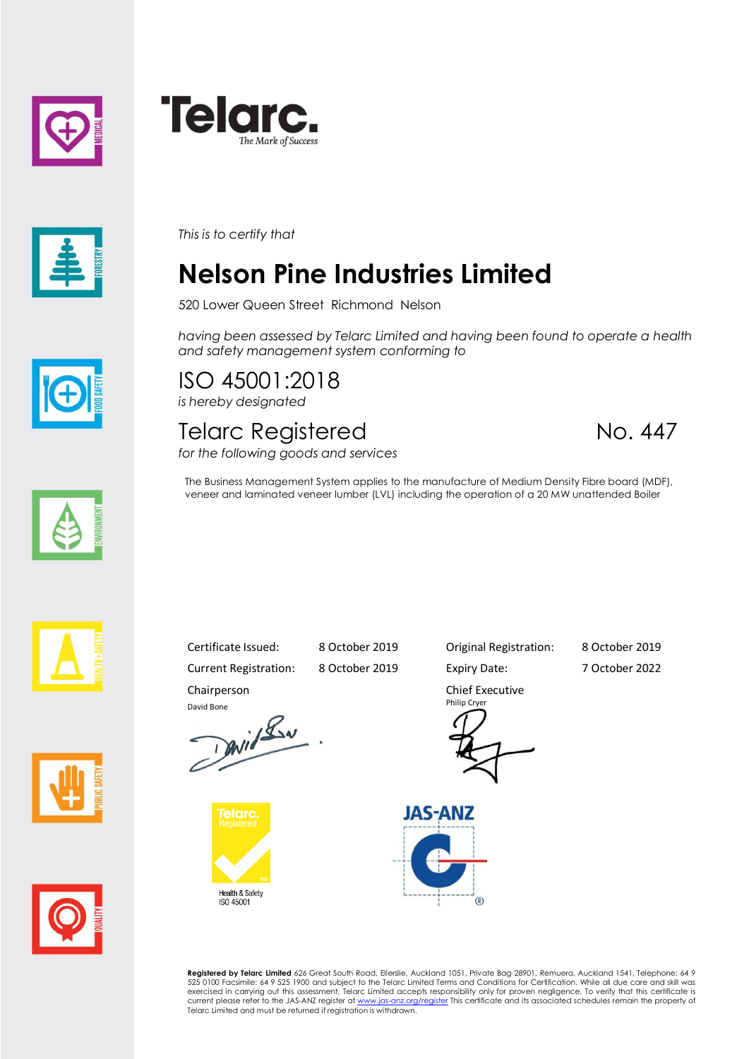**Telarc.**
*The Mark of Success*

*This is to certify that*

# Nelson Pine Industries Limited

520 Lower Queen Street Richmond Nelson

*having been assessed by Telarc Limited and having been found to operate a health and safety management system conforming to*

## ISO 45001:2018

*is hereby designated*

## Telarc Registered No. 447

*for the following goods and services*

The Business Management System applies to the manufacture of Medium Density Fibre board (MDF), veneer and laminated veneer lumber (LVL) including the operation of a 20 MW unattended Boiler

| | | | |
|---|---|---|---|
| Certificate Issued: | 8 October 2019 | Original Registration: | 8 October 2019 |
| Current Registration: | 8 October 2019 | Expiry Date: | 7 October 2022 |

Chairperson
David Bone

Chief Executive
Philip Cryer

Telarc. Registered
Health & Safety
ISO 45001

JAS-ANZ

**Registered by Telarc Limited** 626 Great South Road, Ellerslie, Auckland 1051, Private Bag 28901, Remuera, Auckland 1541, Telephone: 64 9 525 0100 Facsimile: 64 9 525 1900 and subject to the Telarc Limited Terms and Conditions for Certification. While all due care and skill was exercised in carrying out this assessment, Telarc Limited accepts responsibility only for proven negligence. To verify that this certificate is current please refer to the JAS-ANZ register at www.jas-anz.org/register This certificate and its associated schedules remain the property of Telarc Limited and must be returned if registration is withdrawn.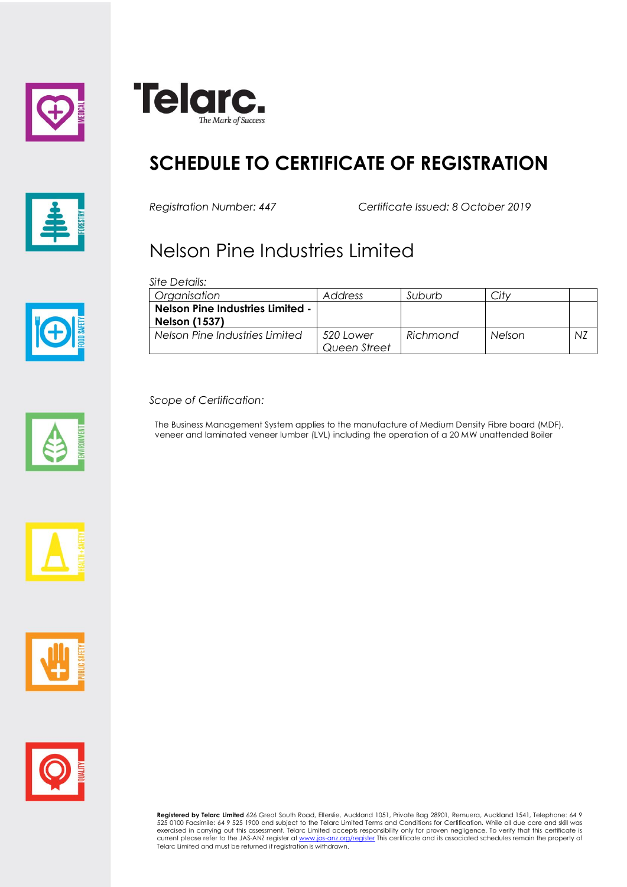Telarc.
*The Mark of Success*

# SCHEDULE TO CERTIFICATE OF REGISTRATION

*Registration Number: 447* *Certificate Issued: 8 October 2019*

## Nelson Pine Industries Limited

*Site Details:*

| *Organisation* | *Address* | *Suburb* | *City* | |
|---|---|---|---|---|
| **Nelson Pine Industries Limited - Nelson (1537)** | | | | |
| *Nelson Pine Industries Limited* | *520 Lower Queen Street* | *Richmond* | *Nelson* | *NZ* |

*Scope of Certification:*

The Business Management System applies to the manufacture of Medium Density Fibre board (MDF), veneer and laminated veneer lumber (LVL) including the operation of a 20 MW unattended Boiler

**Registered by Telarc Limited** 626 Great South Road, Ellerslie, Auckland 1051, Private Bag 28901, Remuera, Auckland 1541, Telephone: 64 9 525 0100 Facsimile: 64 9 525 1900 and subject to the Telarc Limited Terms and Conditions for Certification. While all due care and skill was exercised in carrying out this assessment, Telarc Limited accepts responsibility only for proven negligence. To verify that this certificate is current please refer to the JAS-ANZ register at www.jas-anz.org/register This certificate and its associated schedules remain the property of Telarc Limited and must be returned if registration is withdrawn.